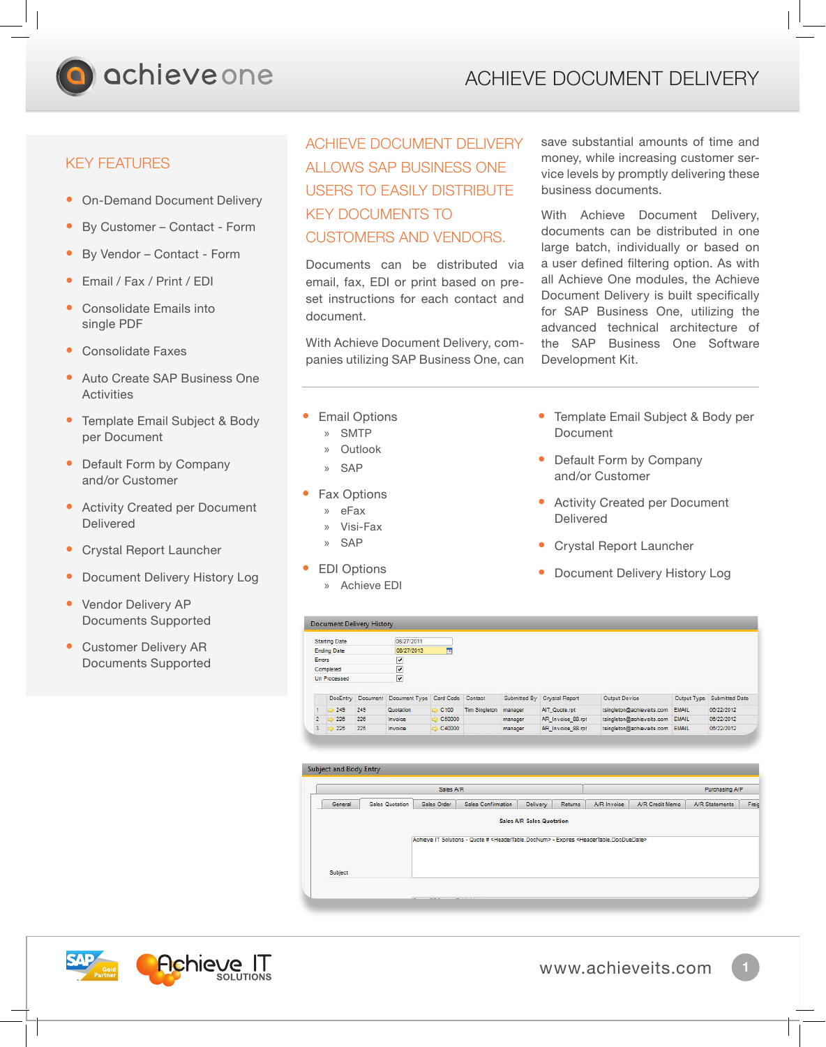# ACHIEVE DOCUMENT DELIVERY

## KEY FEATURES

- On-Demand Document Delivery
- By Customer – Contact - Form
- By Vendor – Contact - Form
- Email / Fax / Print / EDI
- Consolidate Emails into single PDF
- Consolidate Faxes
- Auto Create SAP Business One Activities
- Template Email Subject & Body per Document
- Default Form by Company and/or Customer
- Activity Created per Document Delivered
- Crystal Report Launcher
- Document Delivery History Log
- Vendor Delivery AP Documents Supported
- Customer Delivery AR Documents Supported

## ACHIEVE DOCUMENT DELIVERY ALLOWS SAP BUSINESS ONE USERS TO EASILY DISTRIBUTE KEY DOCUMENTS TO CUSTOMERS AND VENDORS.

Documents can be distributed via email, fax, EDI or print based on pre-set instructions for each contact and document.

With Achieve Document Delivery, companies utilizing SAP Business One, can save substantial amounts of time and money, while increasing customer service levels by promptly delivering these business documents.

With Achieve Document Delivery, documents can be distributed in one large batch, individually or based on a user defined filtering option. As with all Achieve One modules, the Achieve Document Delivery is built specifically for SAP Business One, utilizing the advanced technical architecture of the SAP Business One Software Development Kit.

- Email Options
  - SMTP
  - Outlook
  - SAP
- Fax Options
  - eFax
  - Visi-Fax
  - SAP
- EDI Options
  - Achieve EDI
- Template Email Subject & Body per Document
- Default Form by Company and/or Customer
- Activity Created per Document Delivered
- Crystal Report Launcher
- Document Delivery History Log

www.achieveits.com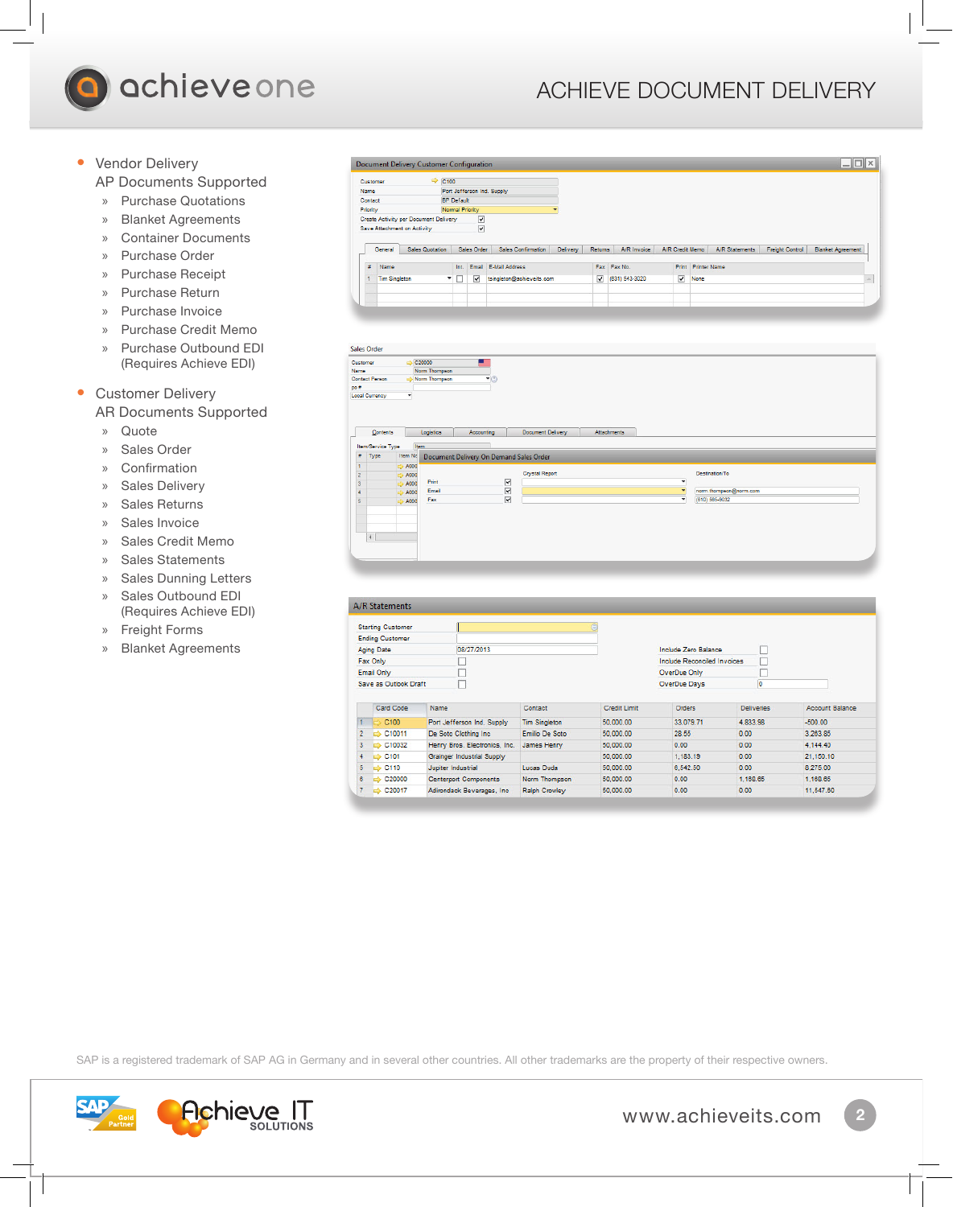# ACHIEVE DOCUMENT DELIVERY

- Vendor Delivery
  AP Documents Supported
  - Purchase Quotations
  - Blanket Agreements
  - Container Documents
  - Purchase Order
  - Purchase Receipt
  - Purchase Return
  - Purchase Invoice
  - Purchase Credit Memo
  - Purchase Outbound EDI (Requires Achieve EDI)

- Customer Delivery
  AR Documents Supported
  - Quote
  - Sales Order
  - Confirmation
  - Sales Delivery
  - Sales Returns
  - Sales Invoice
  - Sales Credit Memo
  - Sales Statements
  - Sales Dunning Letters
  - Sales Outbound EDI (Requires Achieve EDI)
  - Freight Forms
  - Blanket Agreements

SAP is a registered trademark of SAP AG in Germany and in several other countries. All other trademarks are the property of their respective owners.

www.achieveits.com